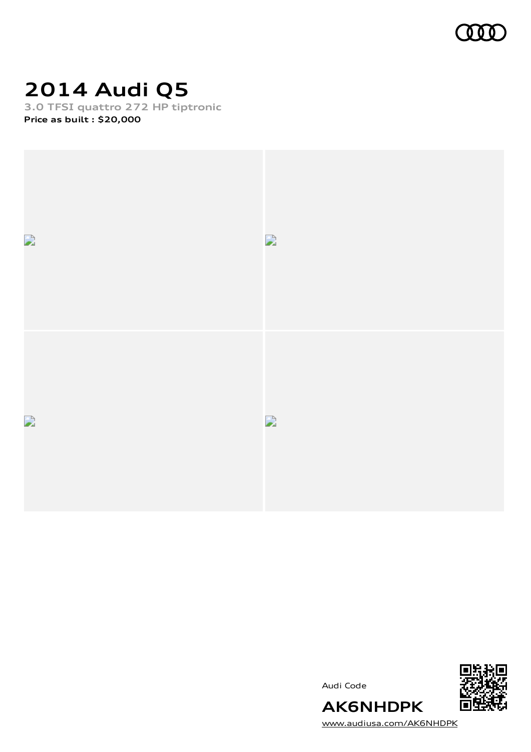# 2014 Audi Q5

3.0 TFSI quattro 272 HP tiptronic

**Price as built : $20,000**

Audi Code

**AK6NHDPK**

www.audiusa.com/AK6NHDPK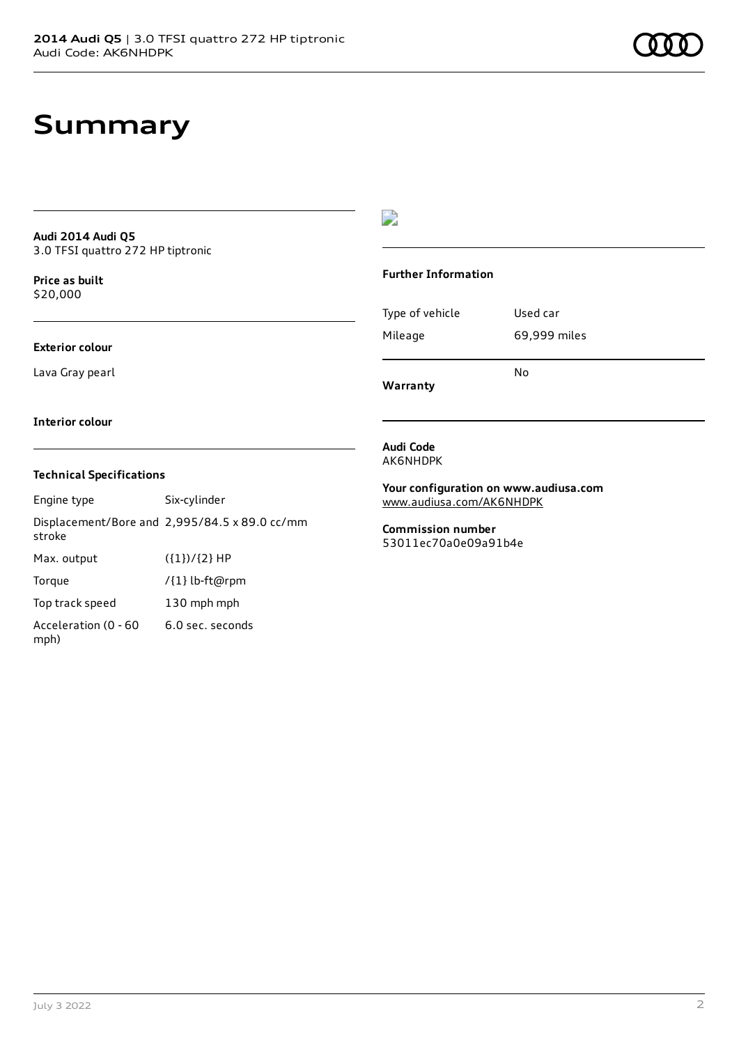# Summary

**Audi 2014 Audi Q5**
3.0 TFSI quattro 272 HP tiptronic

**Price as built**
$20,000

**Exterior colour**

Lava Gray pearl

**Interior colour**

### Technical Specifications

| | |
|---|---|
| Engine type | Six-cylinder |
| Displacement/Bore and stroke | 2,995/84.5 x 89.0 cc/mm |
| Max. output | ({1})/{2} HP |
| Torque | /{1} lb-ft@rpm |
| Top track speed | 130 mph mph |
| Acceleration (0 - 60 mph) | 6.0 sec. seconds |

### Further Information

| | |
|---|---|
| Type of vehicle | Used car |
| Mileage | 69,999 miles |
| **Warranty** | No |

**Audi Code**
AK6NHDPK

**Your configuration on www.audiusa.com**
www.audiusa.com/AK6NHDPK

**Commission number**
53011ec70a0e09a91b4e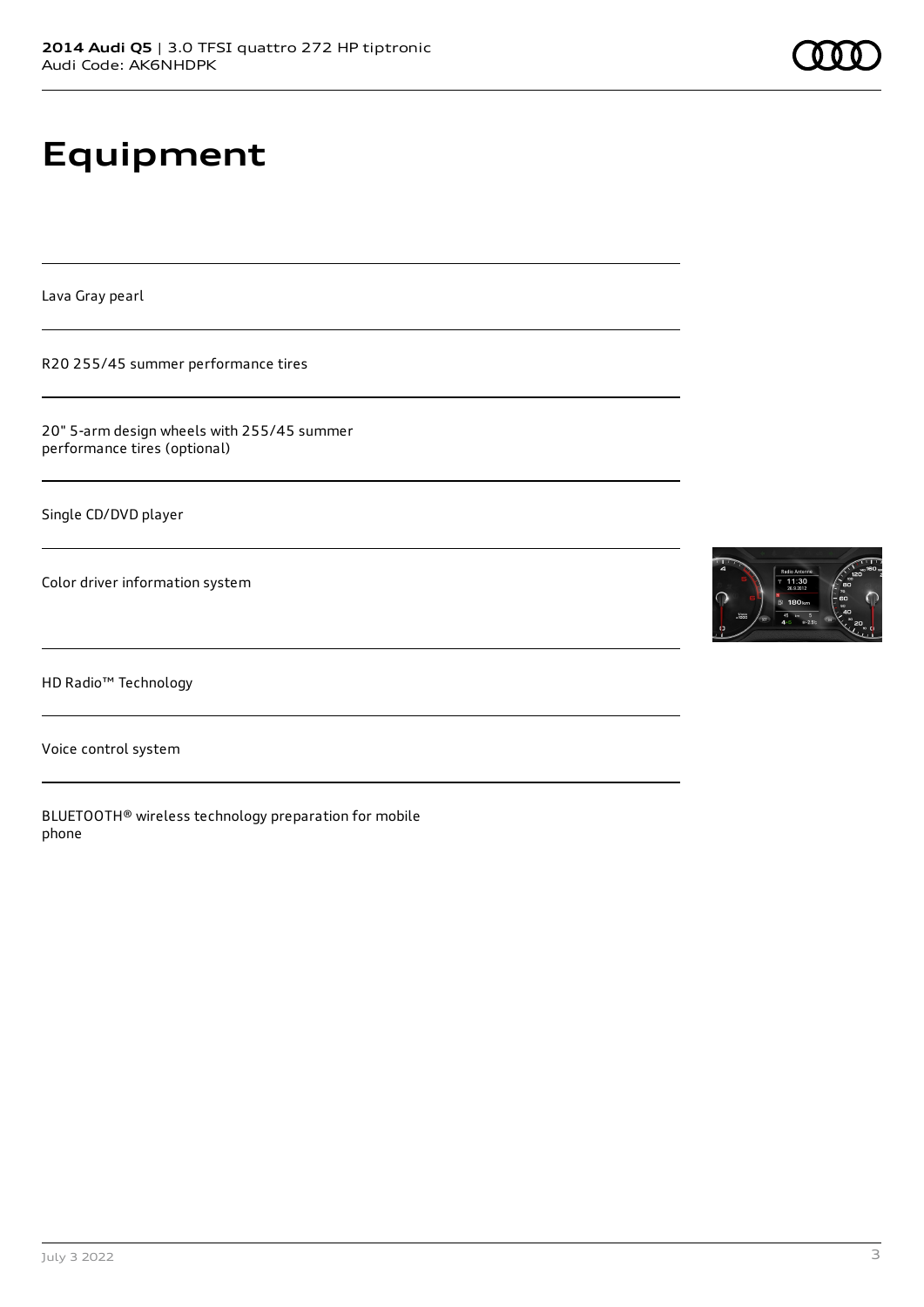# Equipment

Lava Gray pearl

R20 255/45 summer performance tires

20" 5-arm design wheels with 255/45 summer performance tires (optional)

Single CD/DVD player

Color driver information system

HD Radio™ Technology

Voice control system

BLUETOOTH® wireless technology preparation for mobile phone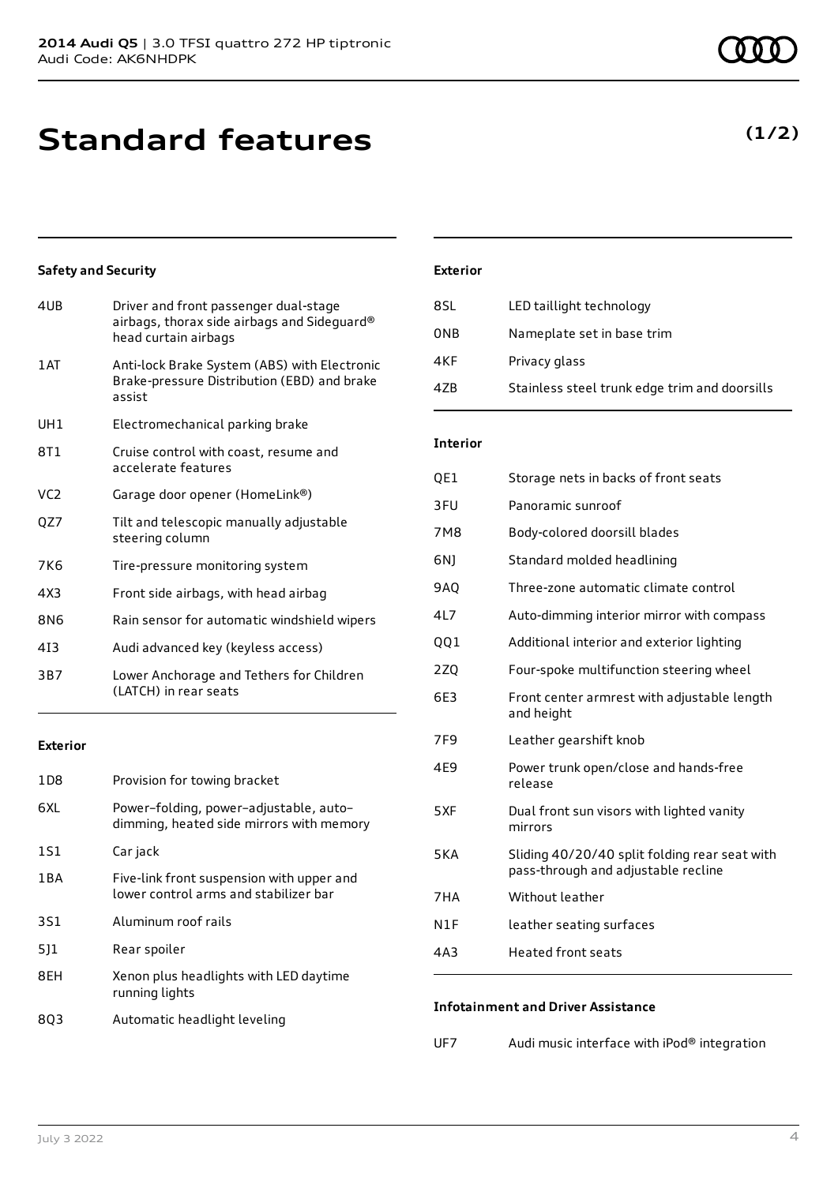2014 Audi Q5 | 3.0 TFSI quattro 272 HP tiptronic
Audi Code: AK6NHDPK

# Standard features

**(1/2)**

### Safety and Security

| | |
|---|---|
| 4UB | Driver and front passenger dual-stage airbags, thorax side airbags and Sideguard® head curtain airbags |
| 1AT | Anti-lock Brake System (ABS) with Electronic Brake-pressure Distribution (EBD) and brake assist |
| UH1 | Electromechanical parking brake |
| 8T1 | Cruise control with coast, resume and accelerate features |
| VC2 | Garage door opener (HomeLink®) |
| QZ7 | Tilt and telescopic manually adjustable steering column |
| 7K6 | Tire-pressure monitoring system |
| 4X3 | Front side airbags, with head airbag |
| 8N6 | Rain sensor for automatic windshield wipers |
| 4I3 | Audi advanced key (keyless access) |
| 3B7 | Lower Anchorage and Tethers for Children (LATCH) in rear seats |

### Exterior

| | |
|---|---|
| 1D8 | Provision for towing bracket |
| 6XL | Power–folding, power–adjustable, auto–dimming, heated side mirrors with memory |
| 1S1 | Car jack |
| 1BA | Five-link front suspension with upper and lower control arms and stabilizer bar |
| 3S1 | Aluminum roof rails |
| 5J1 | Rear spoiler |
| 8EH | Xenon plus headlights with LED daytime running lights |
| 8Q3 | Automatic headlight leveling |

### Exterior

| | |
|---|---|
| 8SL | LED taillight technology |
| 0NB | Nameplate set in base trim |
| 4KF | Privacy glass |
| 4ZB | Stainless steel trunk edge trim and doorsills |

### Interior

| | |
|---|---|
| QE1 | Storage nets in backs of front seats |
| 3FU | Panoramic sunroof |
| 7M8 | Body-colored doorsill blades |
| 6NJ | Standard molded headlining |
| 9AQ | Three-zone automatic climate control |
| 4L7 | Auto-dimming interior mirror with compass |
| QQ1 | Additional interior and exterior lighting |
| 2ZQ | Four-spoke multifunction steering wheel |
| 6E3 | Front center armrest with adjustable length and height |
| 7F9 | Leather gearshift knob |
| 4E9 | Power trunk open/close and hands-free release |
| 5XF | Dual front sun visors with lighted vanity mirrors |
| 5KA | Sliding 40/20/40 split folding rear seat with pass-through and adjustable recline |
| 7HA | Without leather |
| N1F | leather seating surfaces |
| 4A3 | Heated front seats |

### Infotainment and Driver Assistance

| | |
|---|---|
| UF7 | Audi music interface with iPod® integration |

July 3 2022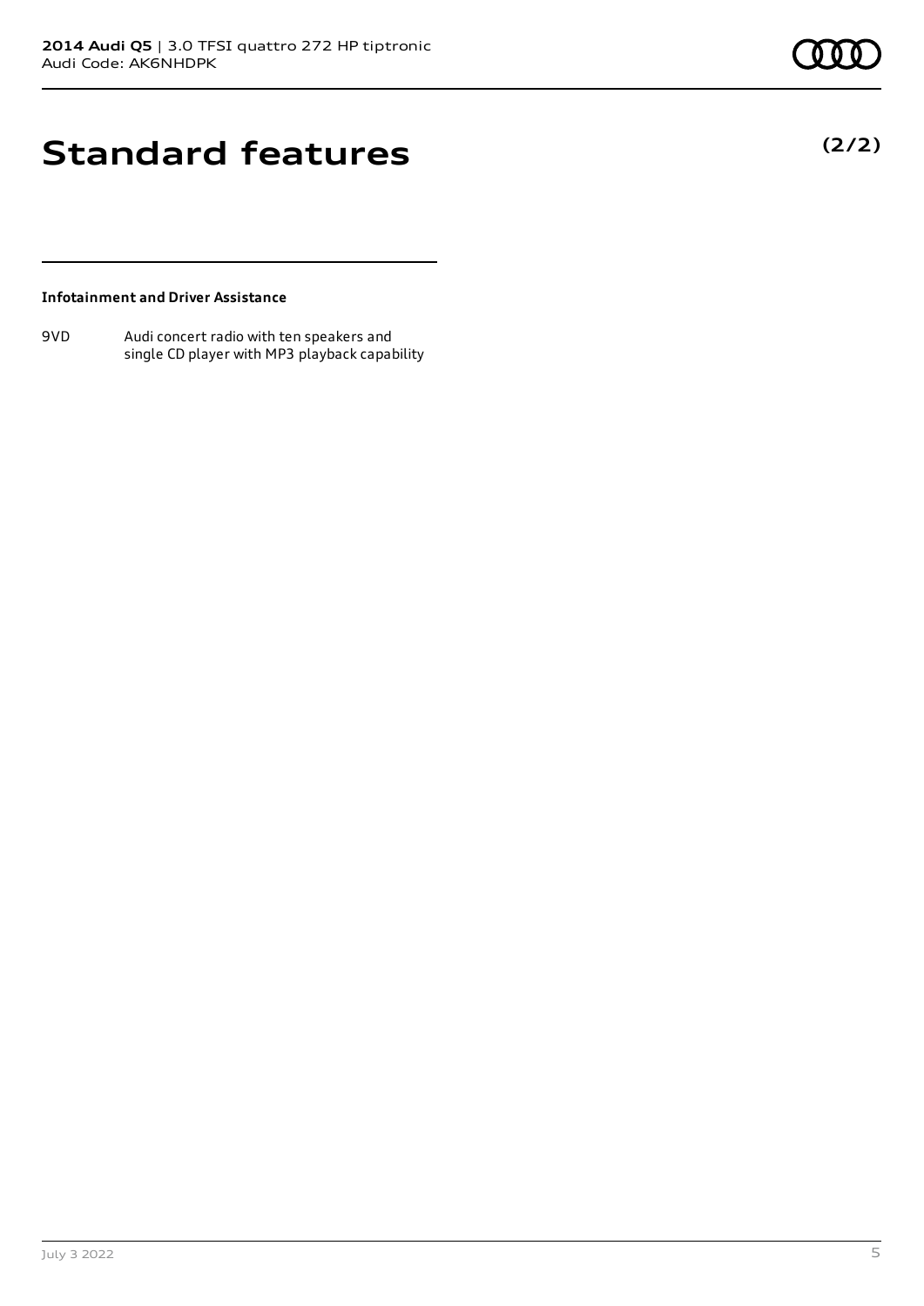# Standard features

**(2/2)**

**Infotainment and Driver Assistance**

| | |
|---|---|
| 9VD | Audi concert radio with ten speakers and single CD player with MP3 playback capability |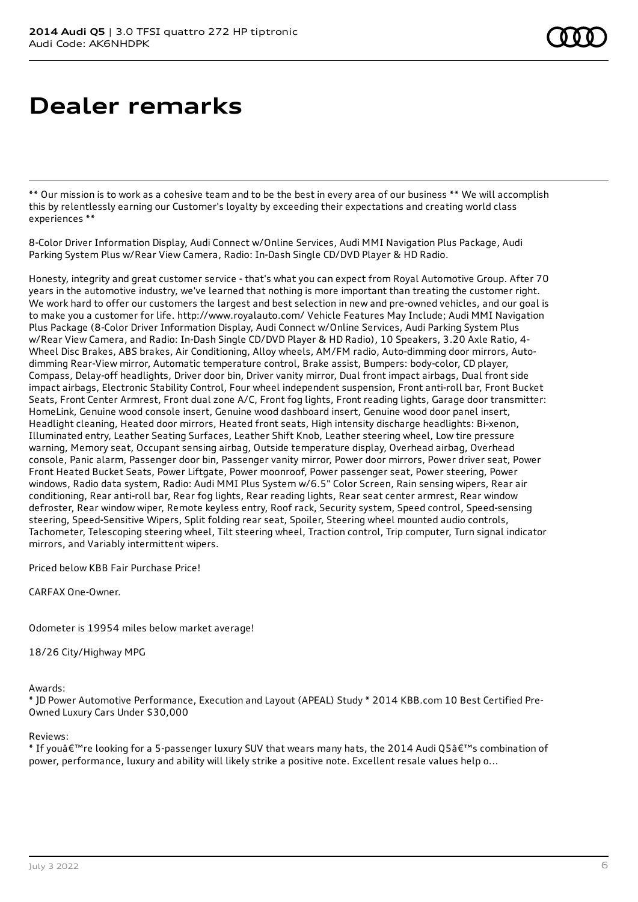# Dealer remarks

** Our mission is to work as a cohesive team and to be the best in every area of our business ** We will accomplish this by relentlessly earning our Customer's loyalty by exceeding their expectations and creating world class experiences **

8-Color Driver Information Display, Audi Connect w/Online Services, Audi MMI Navigation Plus Package, Audi Parking System Plus w/Rear View Camera, Radio: In-Dash Single CD/DVD Player & HD Radio.

Honesty, integrity and great customer service - that's what you can expect from Royal Automotive Group. After 70 years in the automotive industry, we've learned that nothing is more important than treating the customer right. We work hard to offer our customers the largest and best selection in new and pre-owned vehicles, and our goal is to make you a customer for life. http://www.royalauto.com/ Vehicle Features May Include; Audi MMI Navigation Plus Package (8-Color Driver Information Display, Audi Connect w/Online Services, Audi Parking System Plus w/Rear View Camera, and Radio: In-Dash Single CD/DVD Player & HD Radio), 10 Speakers, 3.20 Axle Ratio, 4-Wheel Disc Brakes, ABS brakes, Air Conditioning, Alloy wheels, AM/FM radio, Auto-dimming door mirrors, Auto-dimming Rear-View mirror, Automatic temperature control, Brake assist, Bumpers: body-color, CD player, Compass, Delay-off headlights, Driver door bin, Driver vanity mirror, Dual front impact airbags, Dual front side impact airbags, Electronic Stability Control, Four wheel independent suspension, Front anti-roll bar, Front Bucket Seats, Front Center Armrest, Front dual zone A/C, Front fog lights, Front reading lights, Garage door transmitter: HomeLink, Genuine wood console insert, Genuine wood dashboard insert, Genuine wood door panel insert, Headlight cleaning, Heated door mirrors, Heated front seats, High intensity discharge headlights: Bi-xenon, Illuminated entry, Leather Seating Surfaces, Leather Shift Knob, Leather steering wheel, Low tire pressure warning, Memory seat, Occupant sensing airbag, Outside temperature display, Overhead airbag, Overhead console, Panic alarm, Passenger door bin, Passenger vanity mirror, Power door mirrors, Power driver seat, Power Front Heated Bucket Seats, Power Liftgate, Power moonroof, Power passenger seat, Power steering, Power windows, Radio data system, Radio: Audi MMI Plus System w/6.5" Color Screen, Rain sensing wipers, Rear air conditioning, Rear anti-roll bar, Rear fog lights, Rear reading lights, Rear seat center armrest, Rear window defroster, Rear window wiper, Remote keyless entry, Roof rack, Security system, Speed control, Speed-sensing steering, Speed-Sensitive Wipers, Split folding rear seat, Spoiler, Steering wheel mounted audio controls, Tachometer, Telescoping steering wheel, Tilt steering wheel, Traction control, Trip computer, Turn signal indicator mirrors, and Variably intermittent wipers.

Priced below KBB Fair Purchase Price!

CARFAX One-Owner.

Odometer is 19954 miles below market average!

18/26 City/Highway MPG

Awards:
* JD Power Automotive Performance, Execution and Layout (APEAL) Study * 2014 KBB.com 10 Best Certified Pre-Owned Luxury Cars Under $30,000

Reviews:
* If youâ€™re looking for a 5-passenger luxury SUV that wears many hats, the 2014 Audi Q5â€™s combination of power, performance, luxury and ability will likely strike a positive note. Excellent resale values help o...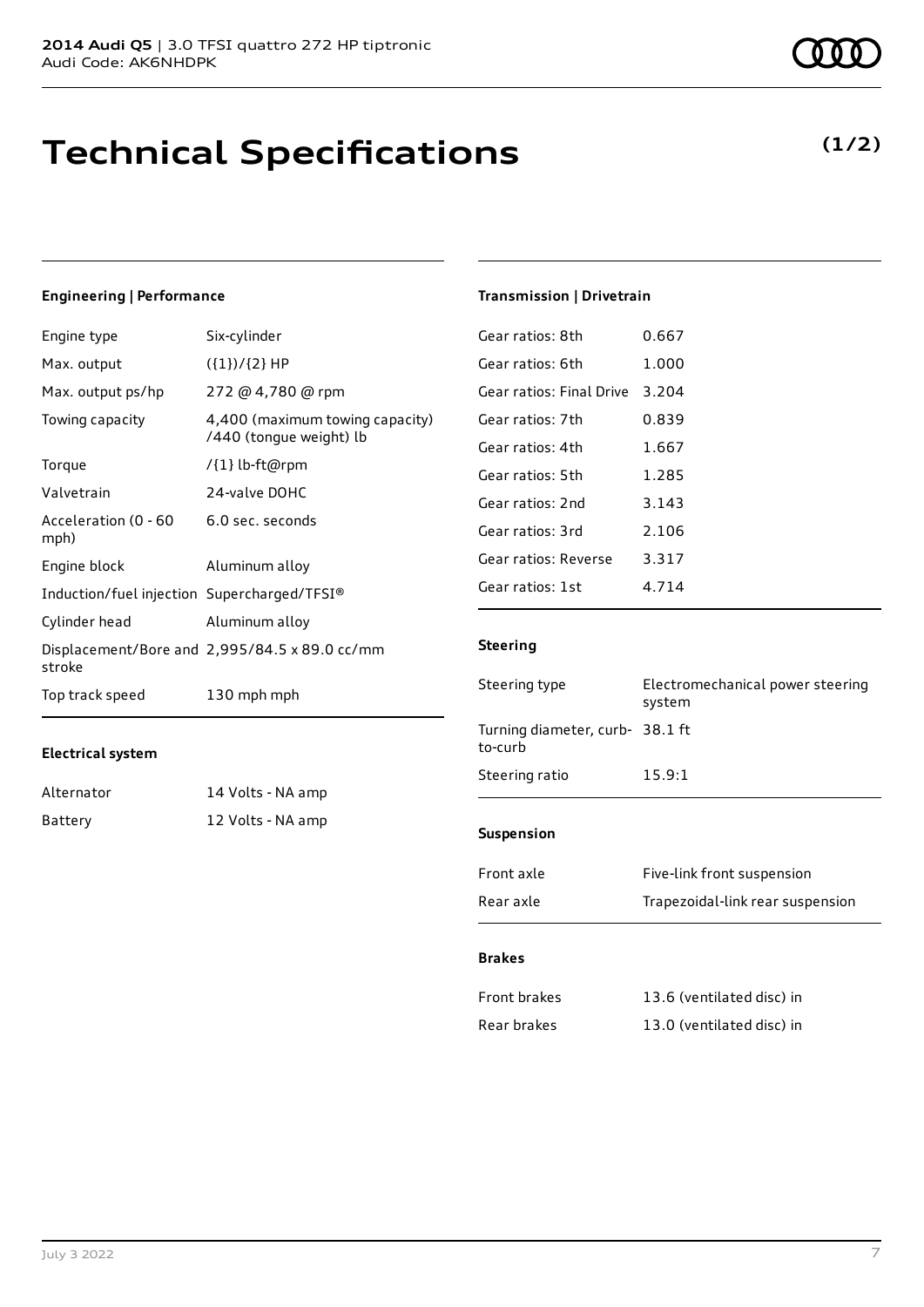2014 Audi Q5 | 3.0 TFSI quattro 272 HP tiptronic
Audi Code: AK6NHDPK

# Technical Specifications

**(1/2)**

### Engineering | Performance

| | |
|---|---|
| Engine type | Six-cylinder |
| Max. output | ({1})/{2} HP |
| Max. output ps/hp | 272 @ 4,780 @ rpm |
| Towing capacity | 4,400 (maximum towing capacity) /440 (tongue weight) lb |
| Torque | /{1} lb-ft@rpm |
| Valvetrain | 24-valve DOHC |
| Acceleration (0 - 60 mph) | 6.0 sec. seconds |
| Engine block | Aluminum alloy |
| Induction/fuel injection | Supercharged/TFSI® |
| Cylinder head | Aluminum alloy |
| Displacement/Bore and stroke | 2,995/84.5 x 89.0 cc/mm |
| Top track speed | 130 mph mph |

### Electrical system

| | |
|---|---|
| Alternator | 14 Volts - NA amp |
| Battery | 12 Volts - NA amp |

### Transmission | Drivetrain

| | |
|---|---|
| Gear ratios: 8th | 0.667 |
| Gear ratios: 6th | 1.000 |
| Gear ratios: Final Drive | 3.204 |
| Gear ratios: 7th | 0.839 |
| Gear ratios: 4th | 1.667 |
| Gear ratios: 5th | 1.285 |
| Gear ratios: 2nd | 3.143 |
| Gear ratios: 3rd | 2.106 |
| Gear ratios: Reverse | 3.317 |
| Gear ratios: 1st | 4.714 |

### Steering

| | |
|---|---|
| Steering type | Electromechanical power steering system |
| Turning diameter, curb-to-curb | 38.1 ft |
| Steering ratio | 15.9:1 |

### Suspension

| | |
|---|---|
| Front axle | Five-link front suspension |
| Rear axle | Trapezoidal-link rear suspension |

### Brakes

| | |
|---|---|
| Front brakes | 13.6 (ventilated disc) in |
| Rear brakes | 13.0 (ventilated disc) in |

July 3 2022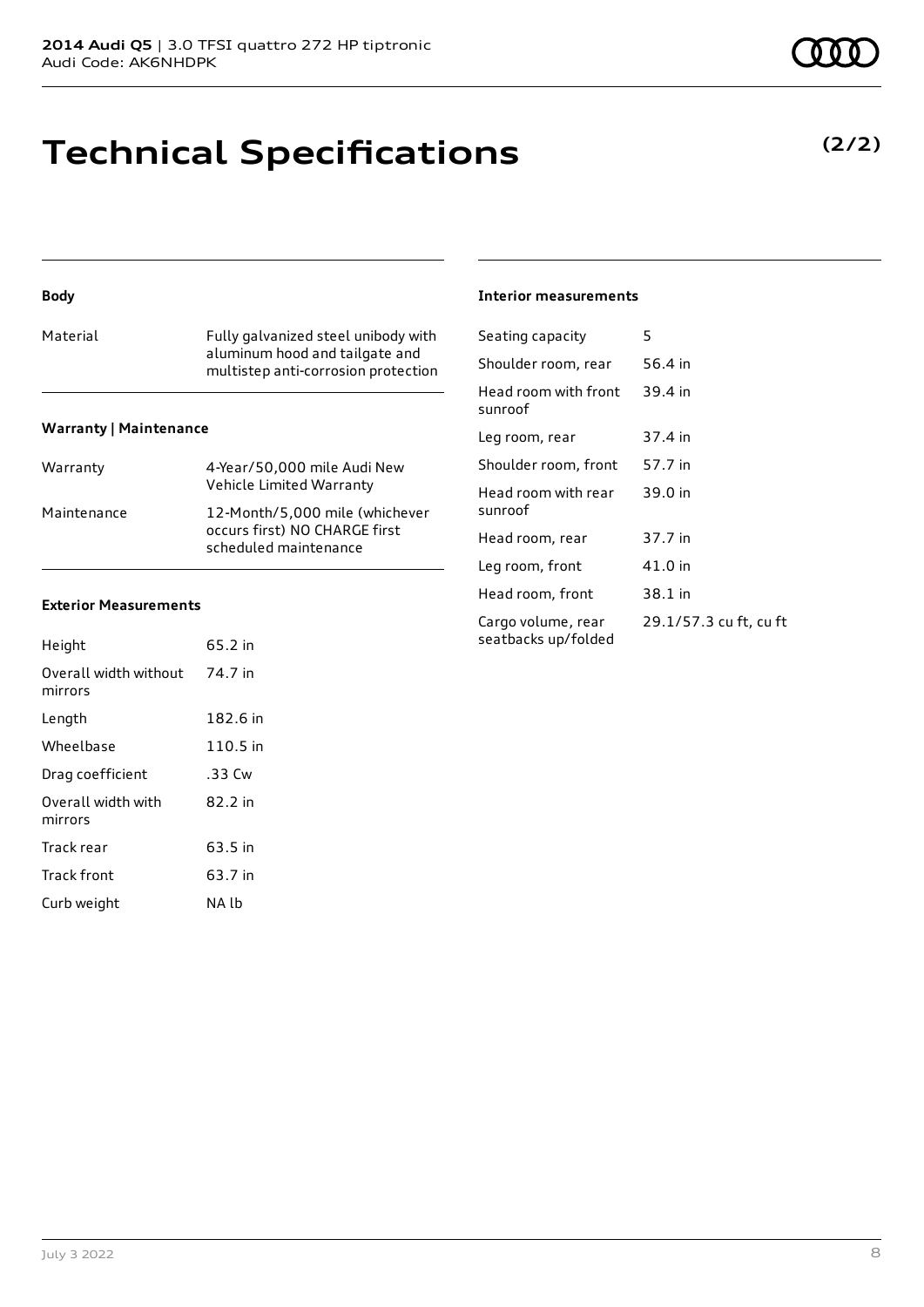# Technical Specifications

**(2/2)**

### Body

| | |
|---|---|
| Material | Fully galvanized steel unibody with aluminum hood and tailgate and multistep anti-corrosion protection |

### Warranty | Maintenance

| | |
|---|---|
| Warranty | 4-Year/50,000 mile Audi New Vehicle Limited Warranty |
| Maintenance | 12-Month/5,000 mile (whichever occurs first) NO CHARGE first scheduled maintenance |

### Exterior Measurements

| | |
|---|---|
| Height | 65.2 in |
| Overall width without mirrors | 74.7 in |
| Length | 182.6 in |
| Wheelbase | 110.5 in |
| Drag coefficient | .33 Cw |
| Overall width with mirrors | 82.2 in |
| Track rear | 63.5 in |
| Track front | 63.7 in |
| Curb weight | NA lb |

### Interior measurements

| | |
|---|---|
| Seating capacity | 5 |
| Shoulder room, rear | 56.4 in |
| Head room with front sunroof | 39.4 in |
| Leg room, rear | 37.4 in |
| Shoulder room, front | 57.7 in |
| Head room with rear sunroof | 39.0 in |
| Head room, rear | 37.7 in |
| Leg room, front | 41.0 in |
| Head room, front | 38.1 in |
| Cargo volume, rear seatbacks up/folded | 29.1/57.3 cu ft, cu ft |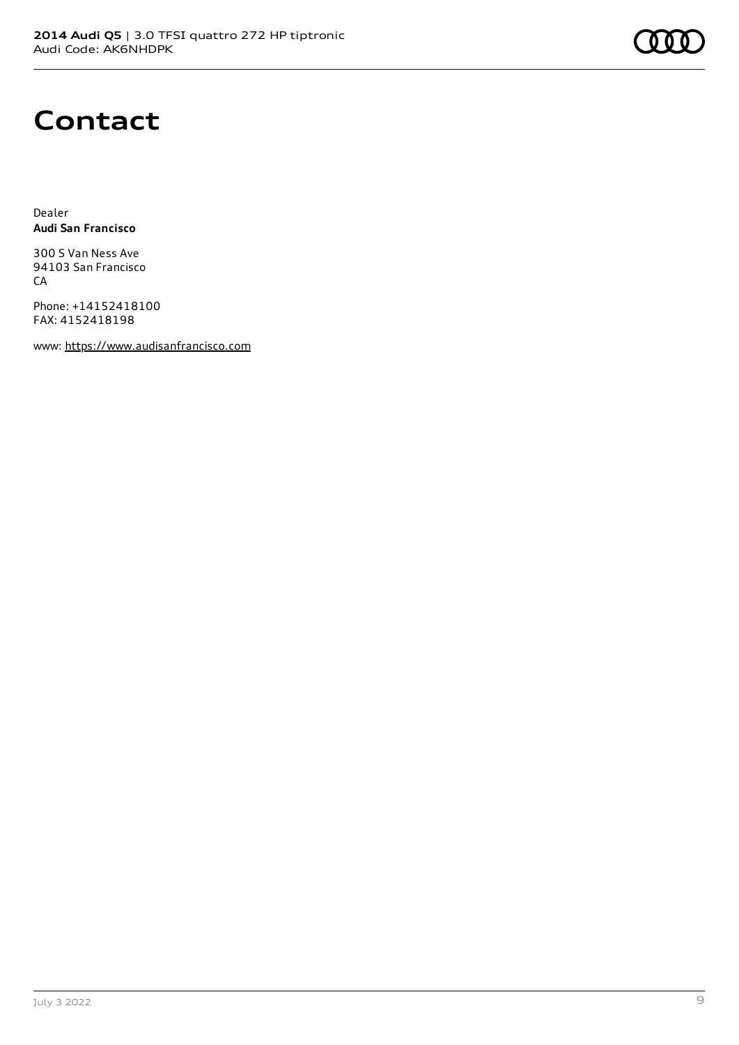# Contact

Dealer
**Audi San Francisco**

300 S Van Ness Ave
94103 San Francisco
CA

Phone: +14152418100
FAX: 4152418198

www: https://www.audisanfrancisco.com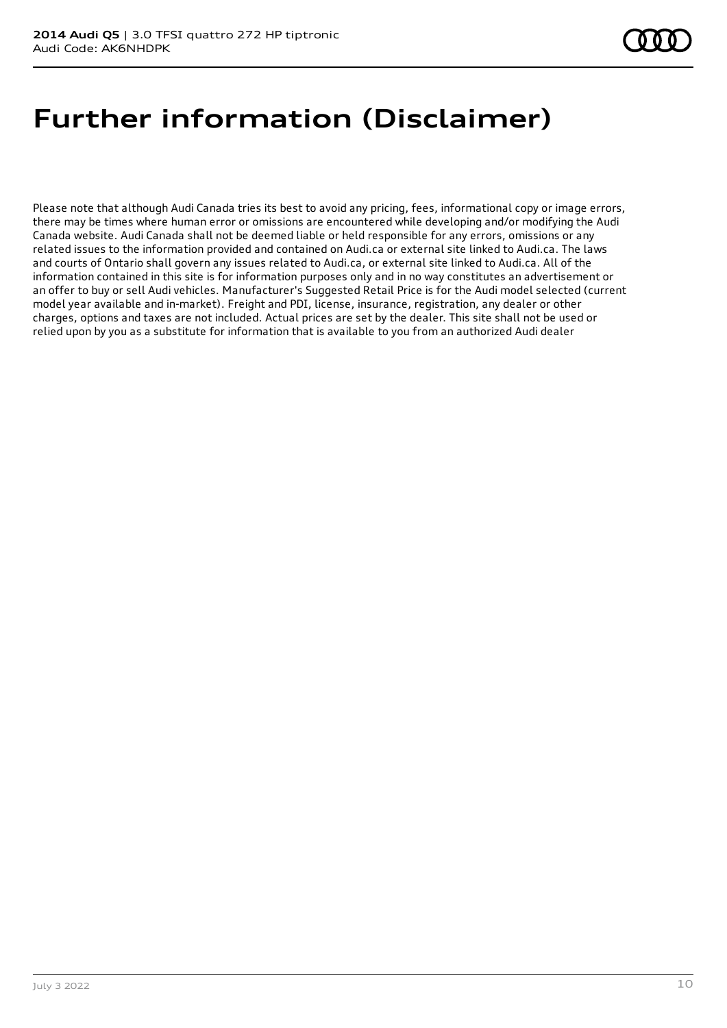# Further information (Disclaimer)

Please note that although Audi Canada tries its best to avoid any pricing, fees, informational copy or image errors, there may be times where human error or omissions are encountered while developing and/or modifying the Audi Canada website. Audi Canada shall not be deemed liable or held responsible for any errors, omissions or any related issues to the information provided and contained on Audi.ca or external site linked to Audi.ca. The laws and courts of Ontario shall govern any issues related to Audi.ca, or external site linked to Audi.ca. All of the information contained in this site is for information purposes only and in no way constitutes an advertisement or an offer to buy or sell Audi vehicles. Manufacturer's Suggested Retail Price is for the Audi model selected (current model year available and in-market). Freight and PDI, license, insurance, registration, any dealer or other charges, options and taxes are not included. Actual prices are set by the dealer. This site shall not be used or relied upon by you as a substitute for information that is available to you from an authorized Audi dealer